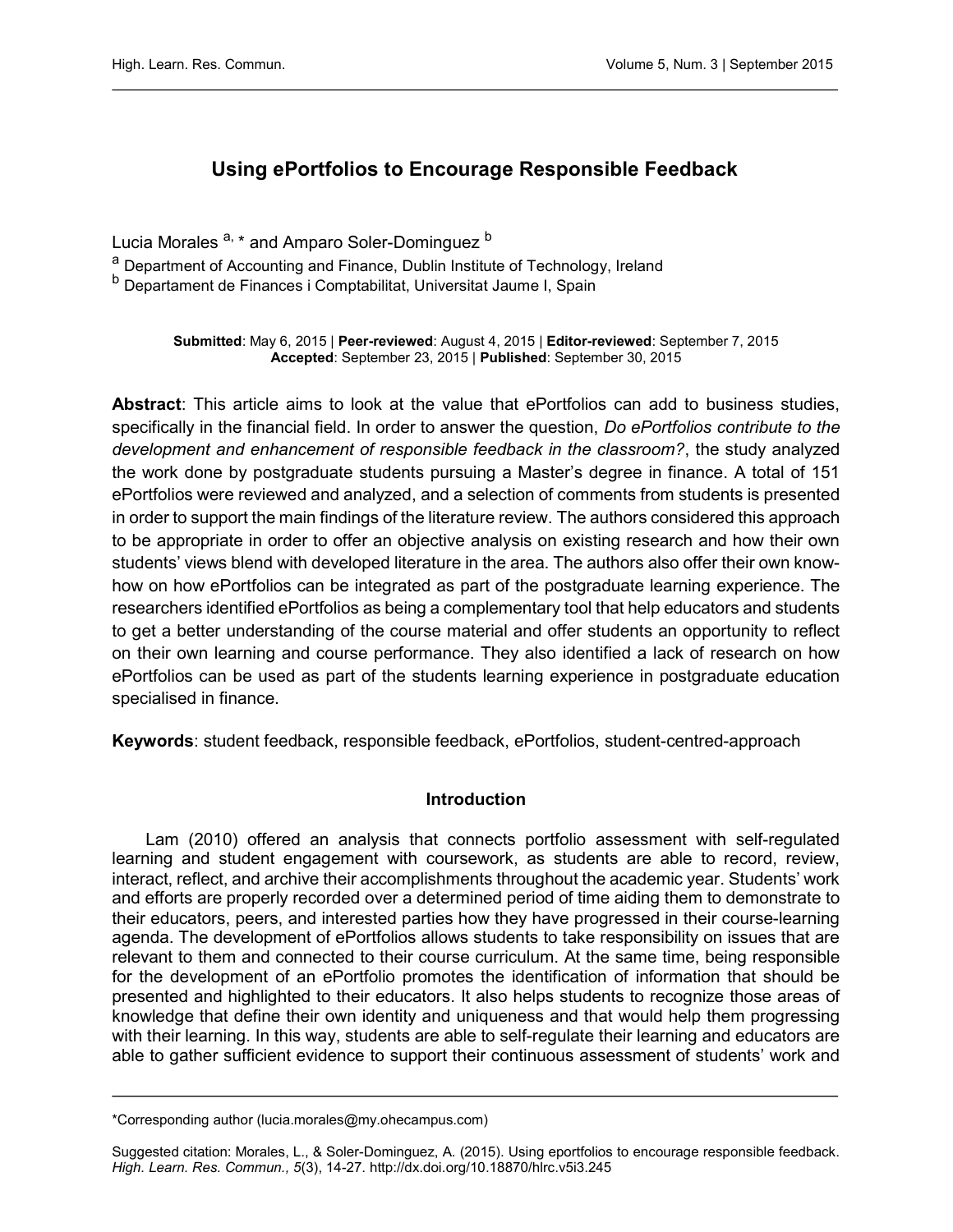# Using ePortfolios to Encourage Responsible Feedback

Lucia Morales [a, *] and Amparo Soler-Dominguez [b]

[a] Department of Accounting and Finance, Dublin Institute of Technology, Ireland

[b] Departament de Finances i Comptabilitat, Universitat Jaume I, Spain

**Submitted**: May 6, 2015 | **Peer-reviewed**: August 4, 2015 | **Editor-reviewed**: September 7, 2015
**Accepted**: September 23, 2015 | **Published**: September 30, 2015

**Abstract**: This article aims to look at the value that ePortfolios can add to business studies, specifically in the financial field. In order to answer the question, *Do ePortfolios contribute to the development and enhancement of responsible feedback in the classroom?*, the study analyzed the work done by postgraduate students pursuing a Master's degree in finance. A total of 151 ePortfolios were reviewed and analyzed, and a selection of comments from students is presented in order to support the main findings of the literature review. The authors considered this approach to be appropriate in order to offer an objective analysis on existing research and how their own students' views blend with developed literature in the area. The authors also offer their own know-how on how ePortfolios can be integrated as part of the postgraduate learning experience. The researchers identified ePortfolios as being a complementary tool that help educators and students to get a better understanding of the course material and offer students an opportunity to reflect on their own learning and course performance. They also identified a lack of research on how ePortfolios can be used as part of the students learning experience in postgraduate education specialised in finance.

**Keywords**: student feedback, responsible feedback, ePortfolios, student-centred-approach

## Introduction

Lam (2010) offered an analysis that connects portfolio assessment with self-regulated learning and student engagement with coursework, as students are able to record, review, interact, reflect, and archive their accomplishments throughout the academic year. Students' work and efforts are properly recorded over a determined period of time aiding them to demonstrate to their educators, peers, and interested parties how they have progressed in their course-learning agenda. The development of ePortfolios allows students to take responsibility on issues that are relevant to them and connected to their course curriculum. At the same time, being responsible for the development of an ePortfolio promotes the identification of information that should be presented and highlighted to their educators. It also helps students to recognize those areas of knowledge that define their own identity and uniqueness and that would help them progressing with their learning. In this way, students are able to self-regulate their learning and educators are able to gather sufficient evidence to support their continuous assessment of students' work and

---

*Corresponding author (lucia.morales@my.ohecampus.com)

Suggested citation: Morales, L., & Soler-Dominguez, A. (2015). Using eportfolios to encourage responsible feedback. *High. Learn. Res. Commun., 5*(3), 14-27. http://dx.doi.org/10.18870/hlrc.v5i3.245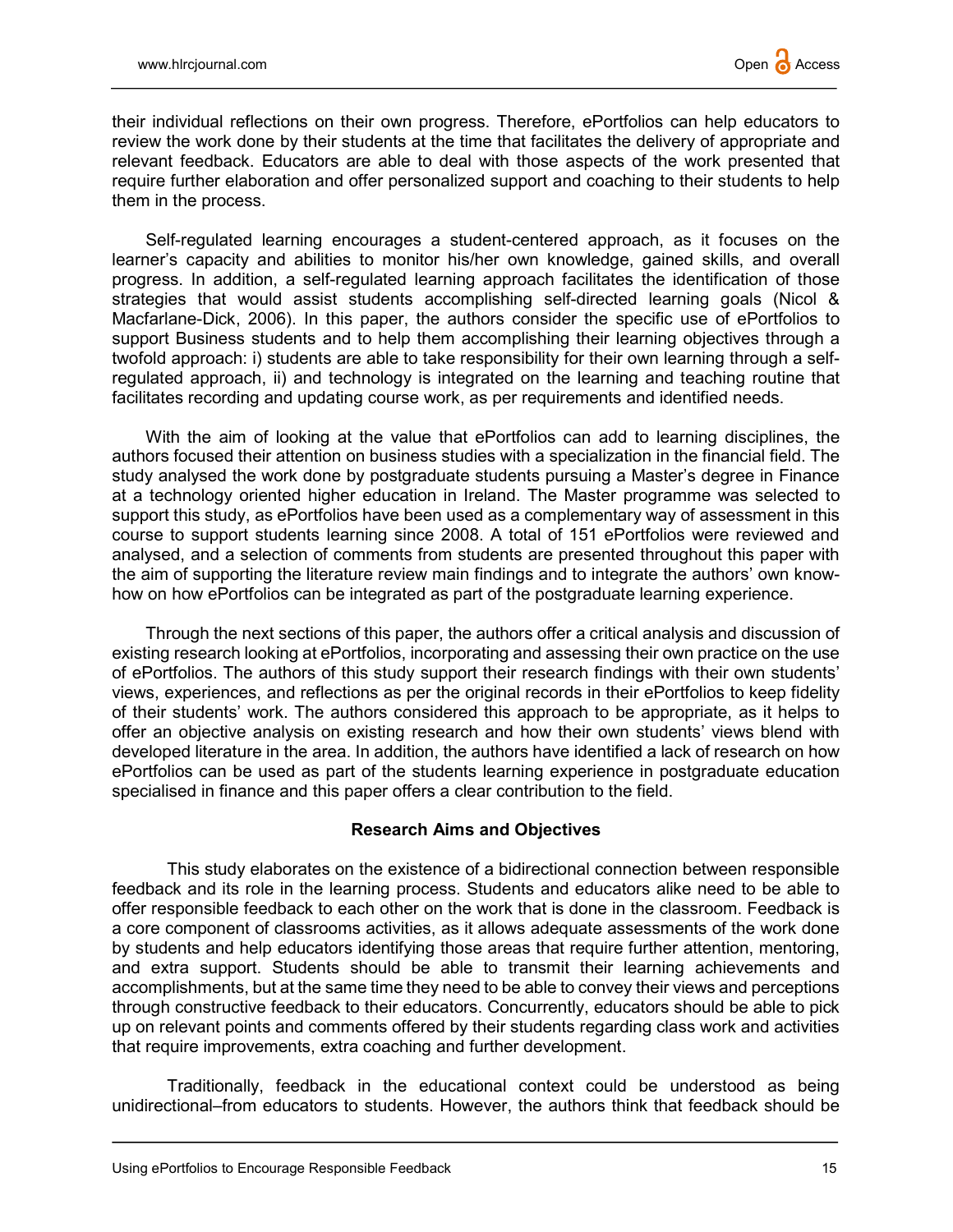their individual reflections on their own progress. Therefore, ePortfolios can help educators to review the work done by their students at the time that facilitates the delivery of appropriate and relevant feedback. Educators are able to deal with those aspects of the work presented that require further elaboration and offer personalized support and coaching to their students to help them in the process.

Self-regulated learning encourages a student-centered approach, as it focuses on the learner's capacity and abilities to monitor his/her own knowledge, gained skills, and overall progress. In addition, a self-regulated learning approach facilitates the identification of those strategies that would assist students accomplishing self-directed learning goals (Nicol & Macfarlane-Dick, 2006). In this paper, the authors consider the specific use of ePortfolios to support Business students and to help them accomplishing their learning objectives through a twofold approach: i) students are able to take responsibility for their own learning through a self-regulated approach, ii) and technology is integrated on the learning and teaching routine that facilitates recording and updating course work, as per requirements and identified needs.

With the aim of looking at the value that ePortfolios can add to learning disciplines, the authors focused their attention on business studies with a specialization in the financial field. The study analysed the work done by postgraduate students pursuing a Master's degree in Finance at a technology oriented higher education in Ireland. The Master programme was selected to support this study, as ePortfolios have been used as a complementary way of assessment in this course to support students learning since 2008. A total of 151 ePortfolios were reviewed and analysed, and a selection of comments from students are presented throughout this paper with the aim of supporting the literature review main findings and to integrate the authors' own know-how on how ePortfolios can be integrated as part of the postgraduate learning experience.

Through the next sections of this paper, the authors offer a critical analysis and discussion of existing research looking at ePortfolios, incorporating and assessing their own practice on the use of ePortfolios. The authors of this study support their research findings with their own students' views, experiences, and reflections as per the original records in their ePortfolios to keep fidelity of their students' work. The authors considered this approach to be appropriate, as it helps to offer an objective analysis on existing research and how their own students' views blend with developed literature in the area. In addition, the authors have identified a lack of research on how ePortfolios can be used as part of the students learning experience in postgraduate education specialised in finance and this paper offers a clear contribution to the field.

## Research Aims and Objectives

This study elaborates on the existence of a bidirectional connection between responsible feedback and its role in the learning process. Students and educators alike need to be able to offer responsible feedback to each other on the work that is done in the classroom. Feedback is a core component of classrooms activities, as it allows adequate assessments of the work done by students and help educators identifying those areas that require further attention, mentoring, and extra support. Students should be able to transmit their learning achievements and accomplishments, but at the same time they need to be able to convey their views and perceptions through constructive feedback to their educators. Concurrently, educators should be able to pick up on relevant points and comments offered by their students regarding class work and activities that require improvements, extra coaching and further development.

Traditionally, feedback in the educational context could be understood as being unidirectional–from educators to students. However, the authors think that feedback should be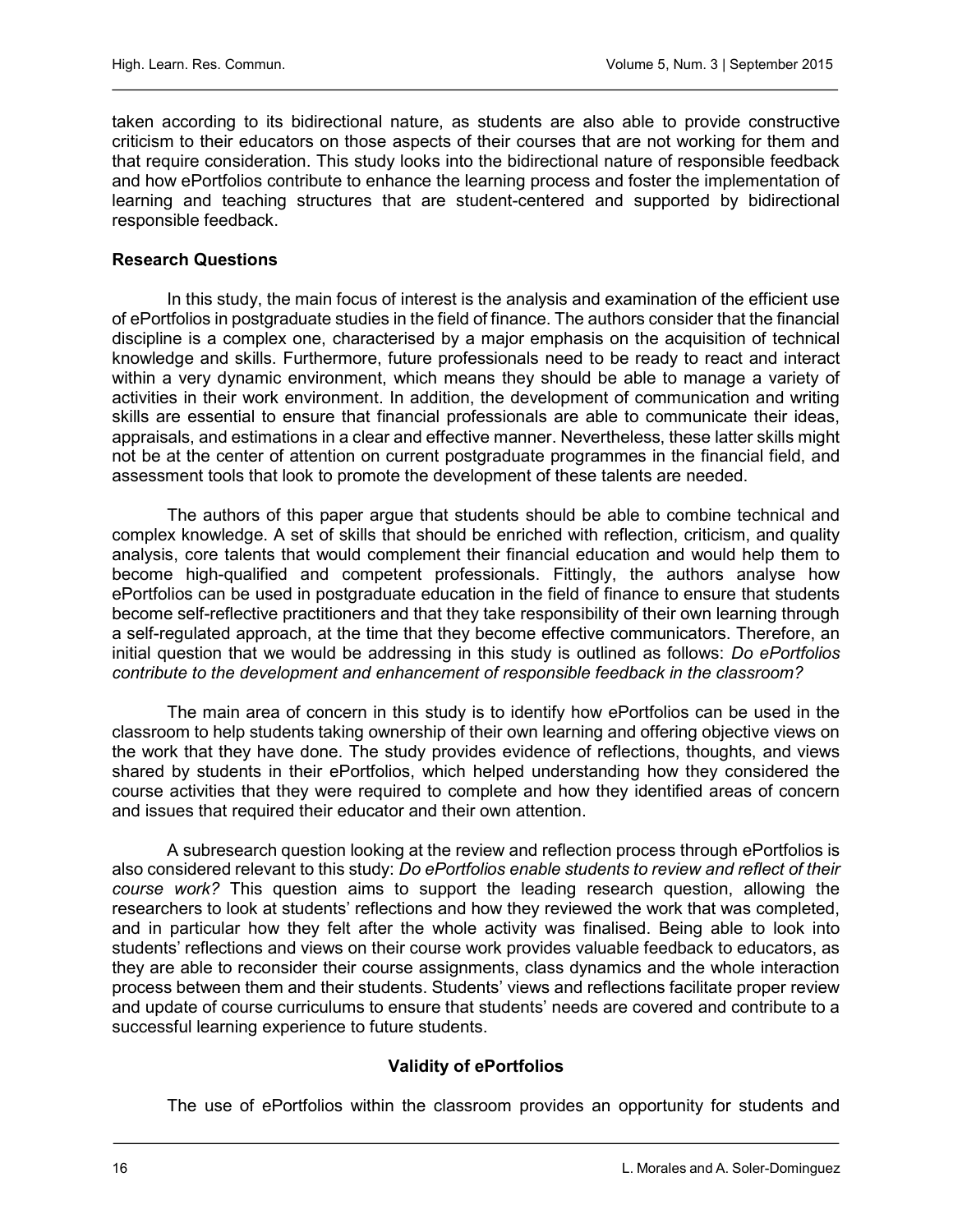taken according to its bidirectional nature, as students are also able to provide constructive criticism to their educators on those aspects of their courses that are not working for them and that require consideration. This study looks into the bidirectional nature of responsible feedback and how ePortfolios contribute to enhance the learning process and foster the implementation of learning and teaching structures that are student-centered and supported by bidirectional responsible feedback.

## Research Questions

In this study, the main focus of interest is the analysis and examination of the efficient use of ePortfolios in postgraduate studies in the field of finance. The authors consider that the financial discipline is a complex one, characterised by a major emphasis on the acquisition of technical knowledge and skills. Furthermore, future professionals need to be ready to react and interact within a very dynamic environment, which means they should be able to manage a variety of activities in their work environment. In addition, the development of communication and writing skills are essential to ensure that financial professionals are able to communicate their ideas, appraisals, and estimations in a clear and effective manner. Nevertheless, these latter skills might not be at the center of attention on current postgraduate programmes in the financial field, and assessment tools that look to promote the development of these talents are needed.

The authors of this paper argue that students should be able to combine technical and complex knowledge. A set of skills that should be enriched with reflection, criticism, and quality analysis, core talents that would complement their financial education and would help them to become high-qualified and competent professionals. Fittingly, the authors analyse how ePortfolios can be used in postgraduate education in the field of finance to ensure that students become self-reflective practitioners and that they take responsibility of their own learning through a self-regulated approach, at the time that they become effective communicators. Therefore, an initial question that we would be addressing in this study is outlined as follows: *Do ePortfolios contribute to the development and enhancement of responsible feedback in the classroom?*

The main area of concern in this study is to identify how ePortfolios can be used in the classroom to help students taking ownership of their own learning and offering objective views on the work that they have done. The study provides evidence of reflections, thoughts, and views shared by students in their ePortfolios, which helped understanding how they considered the course activities that they were required to complete and how they identified areas of concern and issues that required their educator and their own attention.

A subresearch question looking at the review and reflection process through ePortfolios is also considered relevant to this study: *Do ePortfolios enable students to review and reflect of their course work?* This question aims to support the leading research question, allowing the researchers to look at students' reflections and how they reviewed the work that was completed, and in particular how they felt after the whole activity was finalised. Being able to look into students' reflections and views on their course work provides valuable feedback to educators, as they are able to reconsider their course assignments, class dynamics and the whole interaction process between them and their students. Students' views and reflections facilitate proper review and update of course curriculums to ensure that students' needs are covered and contribute to a successful learning experience to future students.

## Validity of ePortfolios

The use of ePortfolios within the classroom provides an opportunity for students and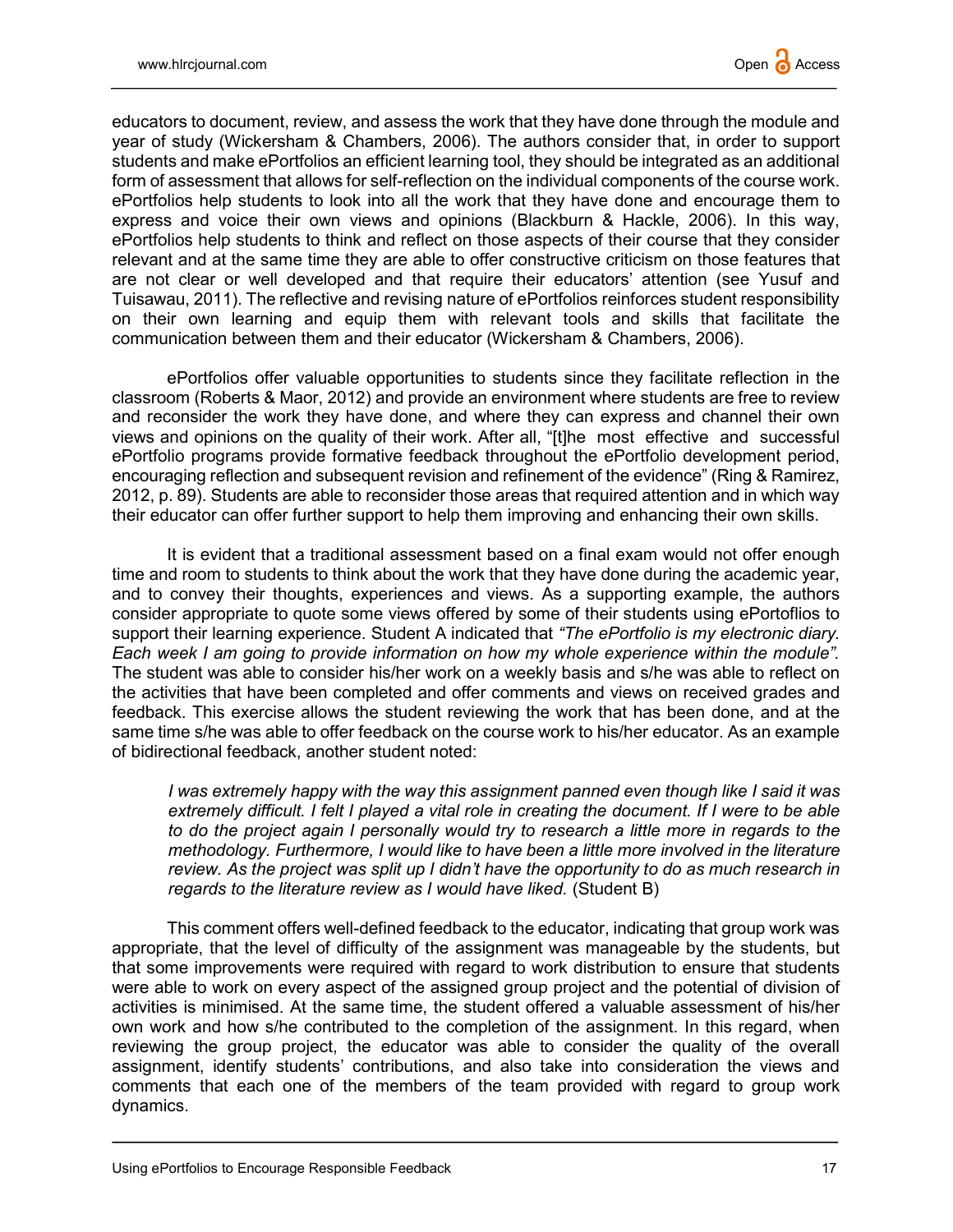educators to document, review, and assess the work that they have done through the module and year of study (Wickersham & Chambers, 2006). The authors consider that, in order to support students and make ePortfolios an efficient learning tool, they should be integrated as an additional form of assessment that allows for self-reflection on the individual components of the course work. ePortfolios help students to look into all the work that they have done and encourage them to express and voice their own views and opinions (Blackburn & Hackle, 2006). In this way, ePortfolios help students to think and reflect on those aspects of their course that they consider relevant and at the same time they are able to offer constructive criticism on those features that are not clear or well developed and that require their educators' attention (see Yusuf and Tuisawau, 2011). The reflective and revising nature of ePortfolios reinforces student responsibility on their own learning and equip them with relevant tools and skills that facilitate the communication between them and their educator (Wickersham & Chambers, 2006).

ePortfolios offer valuable opportunities to students since they facilitate reflection in the classroom (Roberts & Maor, 2012) and provide an environment where students are free to review and reconsider the work they have done, and where they can express and channel their own views and opinions on the quality of their work. After all, "[t]he most effective and successful ePortfolio programs provide formative feedback throughout the ePortfolio development period, encouraging reflection and subsequent revision and refinement of the evidence" (Ring & Ramirez, 2012, p. 89). Students are able to reconsider those areas that required attention and in which way their educator can offer further support to help them improving and enhancing their own skills.

It is evident that a traditional assessment based on a final exam would not offer enough time and room to students to think about the work that they have done during the academic year, and to convey their thoughts, experiences and views. As a supporting example, the authors consider appropriate to quote some views offered by some of their students using ePortoflios to support their learning experience. Student A indicated that *"The ePortfolio is my electronic diary. Each week I am going to provide information on how my whole experience within the module".* The student was able to consider his/her work on a weekly basis and s/he was able to reflect on the activities that have been completed and offer comments and views on received grades and feedback. This exercise allows the student reviewing the work that has been done, and at the same time s/he was able to offer feedback on the course work to his/her educator. As an example of bidirectional feedback, another student noted:

> *I was extremely happy with the way this assignment panned even though like I said it was extremely difficult. I felt I played a vital role in creating the document. If I were to be able to do the project again I personally would try to research a little more in regards to the methodology. Furthermore, I would like to have been a little more involved in the literature review. As the project was split up I didn't have the opportunity to do as much research in regards to the literature review as I would have liked.* (Student B)

This comment offers well-defined feedback to the educator, indicating that group work was appropriate, that the level of difficulty of the assignment was manageable by the students, but that some improvements were required with regard to work distribution to ensure that students were able to work on every aspect of the assigned group project and the potential of division of activities is minimised. At the same time, the student offered a valuable assessment of his/her own work and how s/he contributed to the completion of the assignment. In this regard, when reviewing the group project, the educator was able to consider the quality of the overall assignment, identify students' contributions, and also take into consideration the views and comments that each one of the members of the team provided with regard to group work dynamics.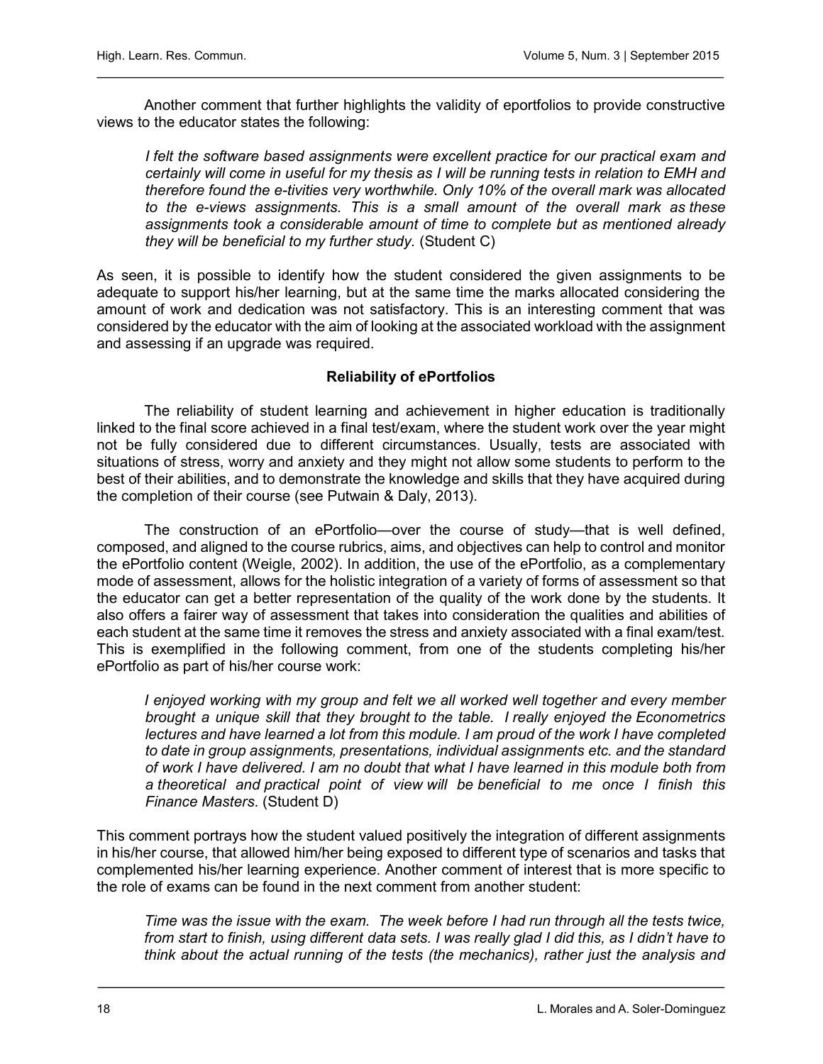Another comment that further highlights the validity of eportfolios to provide constructive views to the educator states the following:

> *I felt the software based assignments were excellent practice for our practical exam and certainly will come in useful for my thesis as I will be running tests in relation to EMH and therefore found the e-tivities very worthwhile. Only 10% of the overall mark was allocated to the e-views assignments. This is a small amount of the overall mark as these assignments took a considerable amount of time to complete but as mentioned already they will be beneficial to my further study.* (Student C)

As seen, it is possible to identify how the student considered the given assignments to be adequate to support his/her learning, but at the same time the marks allocated considering the amount of work and dedication was not satisfactory. This is an interesting comment that was considered by the educator with the aim of looking at the associated workload with the assignment and assessing if an upgrade was required.

### Reliability of ePortfolios

The reliability of student learning and achievement in higher education is traditionally linked to the final score achieved in a final test/exam, where the student work over the year might not be fully considered due to different circumstances. Usually, tests are associated with situations of stress, worry and anxiety and they might not allow some students to perform to the best of their abilities, and to demonstrate the knowledge and skills that they have acquired during the completion of their course (see Putwain & Daly, 2013).

The construction of an ePortfolio—over the course of study—that is well defined, composed, and aligned to the course rubrics, aims, and objectives can help to control and monitor the ePortfolio content (Weigle, 2002). In addition, the use of the ePortfolio, as a complementary mode of assessment, allows for the holistic integration of a variety of forms of assessment so that the educator can get a better representation of the quality of the work done by the students. It also offers a fairer way of assessment that takes into consideration the qualities and abilities of each student at the same time it removes the stress and anxiety associated with a final exam/test. This is exemplified in the following comment, from one of the students completing his/her ePortfolio as part of his/her course work:

> *I enjoyed working with my group and felt we all worked well together and every member brought a unique skill that they brought to the table. I really enjoyed the Econometrics lectures and have learned a lot from this module. I am proud of the work I have completed to date in group assignments, presentations, individual assignments etc. and the standard of work I have delivered. I am no doubt that what I have learned in this module both from a theoretical and practical point of view will be beneficial to me once I finish this Finance Masters.* (Student D)

This comment portrays how the student valued positively the integration of different assignments in his/her course, that allowed him/her being exposed to different type of scenarios and tasks that complemented his/her learning experience. Another comment of interest that is more specific to the role of exams can be found in the next comment from another student:

> *Time was the issue with the exam. The week before I had run through all the tests twice, from start to finish, using different data sets. I was really glad I did this, as I didn't have to think about the actual running of the tests (the mechanics), rather just the analysis and*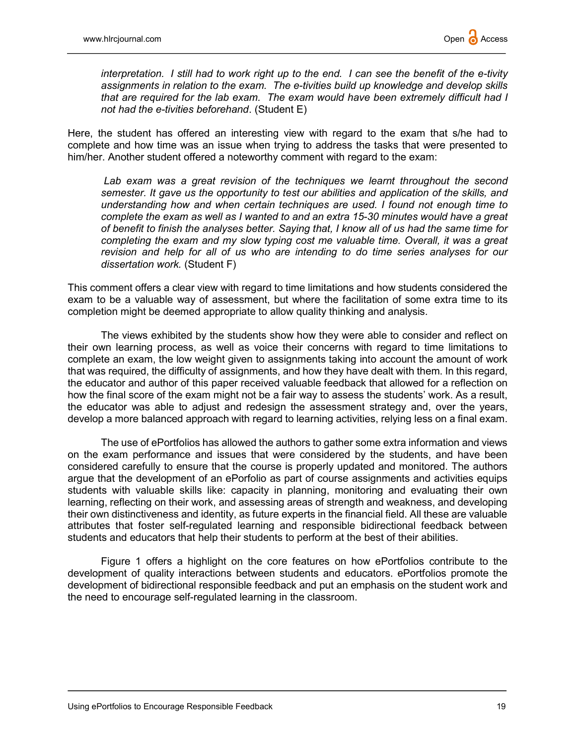*interpretation. I still had to work right up to the end. I can see the benefit of the e-tivity assignments in relation to the exam. The e-tivities build up knowledge and develop skills that are required for the lab exam. The exam would have been extremely difficult had I not had the e-tivities beforehand*. (Student E)

Here, the student has offered an interesting view with regard to the exam that s/he had to complete and how time was an issue when trying to address the tasks that were presented to him/her. Another student offered a noteworthy comment with regard to the exam:

> *Lab exam was a great revision of the techniques we learnt throughout the second semester. It gave us the opportunity to test our abilities and application of the skills, and understanding how and when certain techniques are used. I found not enough time to complete the exam as well as I wanted to and an extra 15-30 minutes would have a great of benefit to finish the analyses better. Saying that, I know all of us had the same time for completing the exam and my slow typing cost me valuable time. Overall, it was a great revision and help for all of us who are intending to do time series analyses for our dissertation work.* (Student F)

This comment offers a clear view with regard to time limitations and how students considered the exam to be a valuable way of assessment, but where the facilitation of some extra time to its completion might be deemed appropriate to allow quality thinking and analysis.

The views exhibited by the students show how they were able to consider and reflect on their own learning process, as well as voice their concerns with regard to time limitations to complete an exam, the low weight given to assignments taking into account the amount of work that was required, the difficulty of assignments, and how they have dealt with them. In this regard, the educator and author of this paper received valuable feedback that allowed for a reflection on how the final score of the exam might not be a fair way to assess the students' work. As a result, the educator was able to adjust and redesign the assessment strategy and, over the years, develop a more balanced approach with regard to learning activities, relying less on a final exam.

The use of ePortfolios has allowed the authors to gather some extra information and views on the exam performance and issues that were considered by the students, and have been considered carefully to ensure that the course is properly updated and monitored. The authors argue that the development of an ePorfolio as part of course assignments and activities equips students with valuable skills like: capacity in planning, monitoring and evaluating their own learning, reflecting on their work, and assessing areas of strength and weakness, and developing their own distinctiveness and identity, as future experts in the financial field. All these are valuable attributes that foster self-regulated learning and responsible bidirectional feedback between students and educators that help their students to perform at the best of their abilities.

Figure 1 offers a highlight on the core features on how ePortfolios contribute to the development of quality interactions between students and educators. ePortfolios promote the development of bidirectional responsible feedback and put an emphasis on the student work and the need to encourage self-regulated learning in the classroom.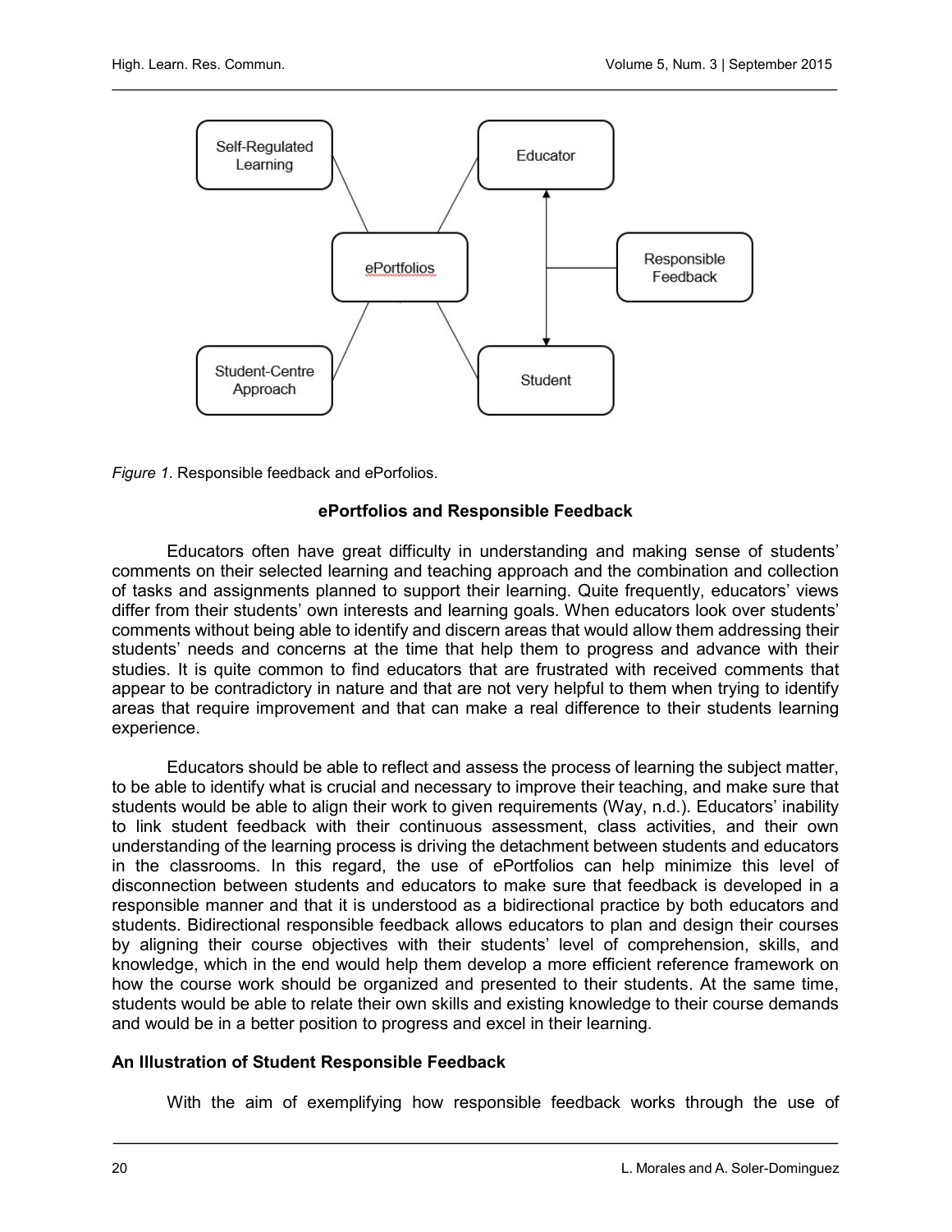*Figure 1*. Responsible feedback and ePorfolios.

### ePortfolios and Responsible Feedback

Educators often have great difficulty in understanding and making sense of students' comments on their selected learning and teaching approach and the combination and collection of tasks and assignments planned to support their learning. Quite frequently, educators' views differ from their students' own interests and learning goals. When educators look over students' comments without being able to identify and discern areas that would allow them addressing their students' needs and concerns at the time that help them to progress and advance with their studies. It is quite common to find educators that are frustrated with received comments that appear to be contradictory in nature and that are not very helpful to them when trying to identify areas that require improvement and that can make a real difference to their students learning experience.

Educators should be able to reflect and assess the process of learning the subject matter, to be able to identify what is crucial and necessary to improve their teaching, and make sure that students would be able to align their work to given requirements (Way, n.d.). Educators' inability to link student feedback with their continuous assessment, class activities, and their own understanding of the learning process is driving the detachment between students and educators in the classrooms. In this regard, the use of ePortfolios can help minimize this level of disconnection between students and educators to make sure that feedback is developed in a responsible manner and that it is understood as a bidirectional practice by both educators and students. Bidirectional responsible feedback allows educators to plan and design their courses by aligning their course objectives with their students' level of comprehension, skills, and knowledge, which in the end would help them develop a more efficient reference framework on how the course work should be organized and presented to their students. At the same time, students would be able to relate their own skills and existing knowledge to their course demands and would be in a better position to progress and excel in their learning.

#### An Illustration of Student Responsible Feedback

With the aim of exemplifying how responsible feedback works through the use of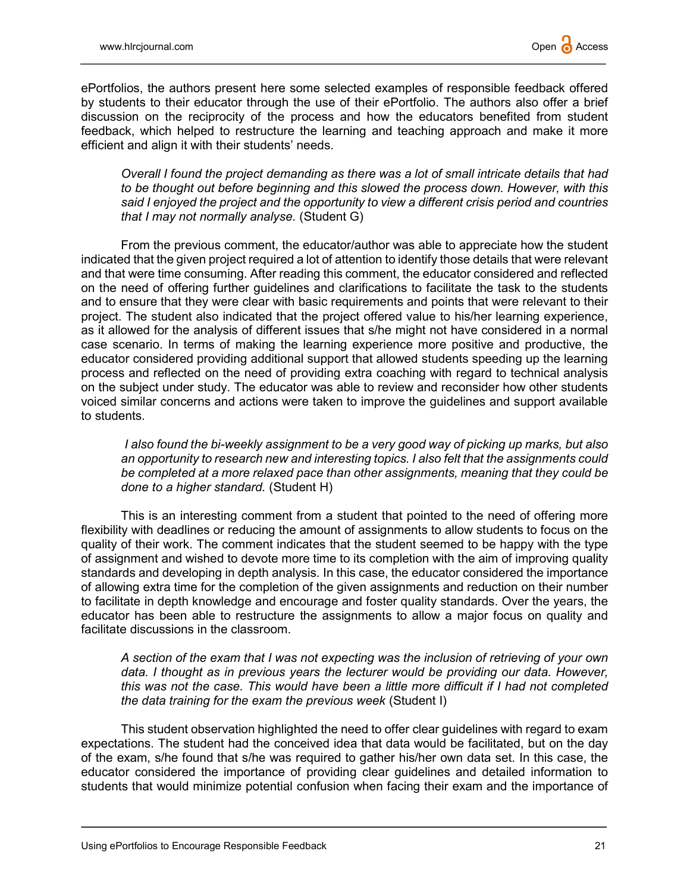ePortfolios, the authors present here some selected examples of responsible feedback offered by students to their educator through the use of their ePortfolio. The authors also offer a brief discussion on the reciprocity of the process and how the educators benefited from student feedback, which helped to restructure the learning and teaching approach and make it more efficient and align it with their students' needs.

> *Overall I found the project demanding as there was a lot of small intricate details that had to be thought out before beginning and this slowed the process down. However, with this said I enjoyed the project and the opportunity to view a different crisis period and countries that I may not normally analyse.* (Student G)

From the previous comment, the educator/author was able to appreciate how the student indicated that the given project required a lot of attention to identify those details that were relevant and that were time consuming. After reading this comment, the educator considered and reflected on the need of offering further guidelines and clarifications to facilitate the task to the students and to ensure that they were clear with basic requirements and points that were relevant to their project. The student also indicated that the project offered value to his/her learning experience, as it allowed for the analysis of different issues that s/he might not have considered in a normal case scenario. In terms of making the learning experience more positive and productive, the educator considered providing additional support that allowed students speeding up the learning process and reflected on the need of providing extra coaching with regard to technical analysis on the subject under study. The educator was able to review and reconsider how other students voiced similar concerns and actions were taken to improve the guidelines and support available to students.

> *I also found the bi-weekly assignment to be a very good way of picking up marks, but also an opportunity to research new and interesting topics. I also felt that the assignments could be completed at a more relaxed pace than other assignments, meaning that they could be done to a higher standard.* (Student H)

This is an interesting comment from a student that pointed to the need of offering more flexibility with deadlines or reducing the amount of assignments to allow students to focus on the quality of their work. The comment indicates that the student seemed to be happy with the type of assignment and wished to devote more time to its completion with the aim of improving quality standards and developing in depth analysis. In this case, the educator considered the importance of allowing extra time for the completion of the given assignments and reduction on their number to facilitate in depth knowledge and encourage and foster quality standards. Over the years, the educator has been able to restructure the assignments to allow a major focus on quality and facilitate discussions in the classroom.

> *A section of the exam that I was not expecting was the inclusion of retrieving of your own data. I thought as in previous years the lecturer would be providing our data. However, this was not the case. This would have been a little more difficult if I had not completed the data training for the exam the previous week* (Student I)

This student observation highlighted the need to offer clear guidelines with regard to exam expectations. The student had the conceived idea that data would be facilitated, but on the day of the exam, s/he found that s/he was required to gather his/her own data set. In this case, the educator considered the importance of providing clear guidelines and detailed information to students that would minimize potential confusion when facing their exam and the importance of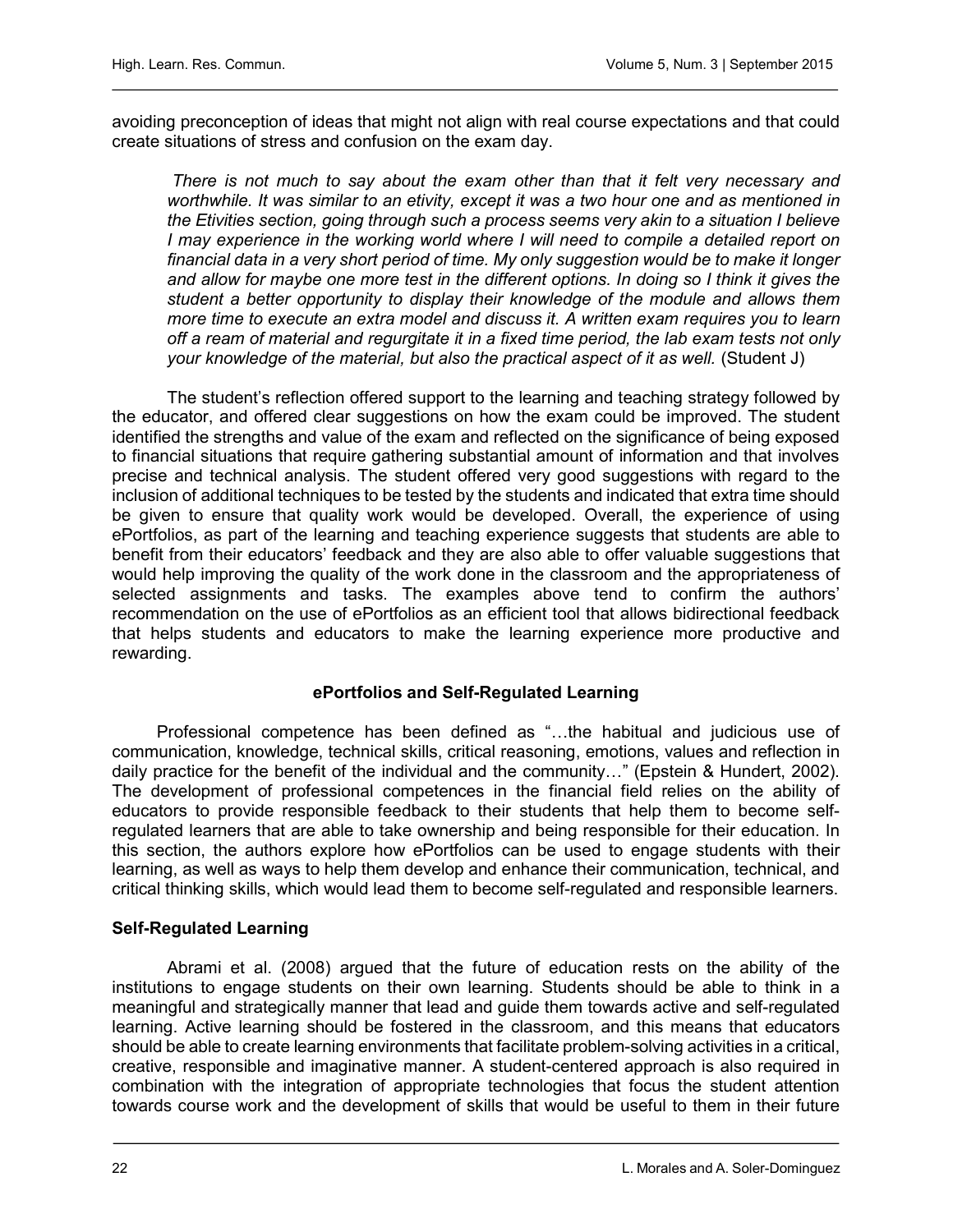avoiding preconception of ideas that might not align with real course expectations and that could create situations of stress and confusion on the exam day.

> *There is not much to say about the exam other than that it felt very necessary and worthwhile. It was similar to an etivity, except it was a two hour one and as mentioned in the Etivities section, going through such a process seems very akin to a situation I believe I may experience in the working world where I will need to compile a detailed report on financial data in a very short period of time. My only suggestion would be to make it longer and allow for maybe one more test in the different options. In doing so I think it gives the student a better opportunity to display their knowledge of the module and allows them more time to execute an extra model and discuss it. A written exam requires you to learn off a ream of material and regurgitate it in a fixed time period, the lab exam tests not only your knowledge of the material, but also the practical aspect of it as well.* (Student J)

The student's reflection offered support to the learning and teaching strategy followed by the educator, and offered clear suggestions on how the exam could be improved. The student identified the strengths and value of the exam and reflected on the significance of being exposed to financial situations that require gathering substantial amount of information and that involves precise and technical analysis. The student offered very good suggestions with regard to the inclusion of additional techniques to be tested by the students and indicated that extra time should be given to ensure that quality work would be developed. Overall, the experience of using ePortfolios, as part of the learning and teaching experience suggests that students are able to benefit from their educators' feedback and they are also able to offer valuable suggestions that would help improving the quality of the work done in the classroom and the appropriateness of selected assignments and tasks. The examples above tend to confirm the authors' recommendation on the use of ePortfolios as an efficient tool that allows bidirectional feedback that helps students and educators to make the learning experience more productive and rewarding.

## ePortfolios and Self-Regulated Learning

Professional competence has been defined as "…the habitual and judicious use of communication, knowledge, technical skills, critical reasoning, emotions, values and reflection in daily practice for the benefit of the individual and the community…" (Epstein & Hundert, 2002). The development of professional competences in the financial field relies on the ability of educators to provide responsible feedback to their students that help them to become self-regulated learners that are able to take ownership and being responsible for their education. In this section, the authors explore how ePortfolios can be used to engage students with their learning, as well as ways to help them develop and enhance their communication, technical, and critical thinking skills, which would lead them to become self-regulated and responsible learners.

### Self-Regulated Learning

Abrami et al. (2008) argued that the future of education rests on the ability of the institutions to engage students on their own learning. Students should be able to think in a meaningful and strategically manner that lead and guide them towards active and self-regulated learning. Active learning should be fostered in the classroom, and this means that educators should be able to create learning environments that facilitate problem-solving activities in a critical, creative, responsible and imaginative manner. A student-centered approach is also required in combination with the integration of appropriate technologies that focus the student attention towards course work and the development of skills that would be useful to them in their future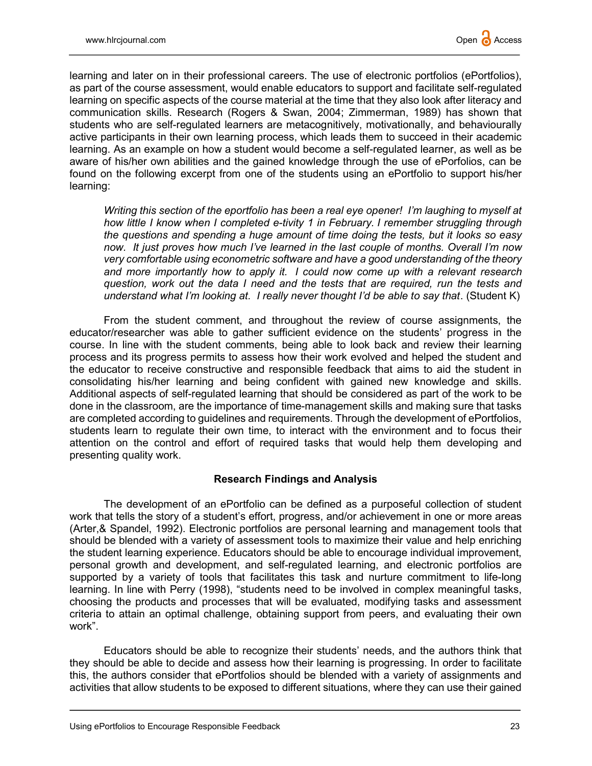learning and later on in their professional careers. The use of electronic portfolios (ePortfolios), as part of the course assessment, would enable educators to support and facilitate self-regulated learning on specific aspects of the course material at the time that they also look after literacy and communication skills. Research (Rogers & Swan, 2004; Zimmerman, 1989) has shown that students who are self-regulated learners are metacognitively, motivationally, and behaviourally active participants in their own learning process, which leads them to succeed in their academic learning. As an example on how a student would become a self-regulated learner, as well as be aware of his/her own abilities and the gained knowledge through the use of ePorfolios, can be found on the following excerpt from one of the students using an ePortfolio to support his/her learning:

> *Writing this section of the eportfolio has been a real eye opener! I'm laughing to myself at how little I know when I completed e-tivity 1 in February. I remember struggling through the questions and spending a huge amount of time doing the tests, but it looks so easy now. It just proves how much I've learned in the last couple of months. Overall I'm now very comfortable using econometric software and have a good understanding of the theory and more importantly how to apply it. I could now come up with a relevant research question, work out the data I need and the tests that are required, run the tests and understand what I'm looking at. I really never thought I'd be able to say that*. (Student K)

From the student comment, and throughout the review of course assignments, the educator/researcher was able to gather sufficient evidence on the students' progress in the course. In line with the student comments, being able to look back and review their learning process and its progress permits to assess how their work evolved and helped the student and the educator to receive constructive and responsible feedback that aims to aid the student in consolidating his/her learning and being confident with gained new knowledge and skills. Additional aspects of self-regulated learning that should be considered as part of the work to be done in the classroom, are the importance of time-management skills and making sure that tasks are completed according to guidelines and requirements. Through the development of ePortfolios, students learn to regulate their own time, to interact with the environment and to focus their attention on the control and effort of required tasks that would help them developing and presenting quality work.

## Research Findings and Analysis

The development of an ePortfolio can be defined as a purposeful collection of student work that tells the story of a student's effort, progress, and/or achievement in one or more areas (Arter,& Spandel, 1992). Electronic portfolios are personal learning and management tools that should be blended with a variety of assessment tools to maximize their value and help enriching the student learning experience. Educators should be able to encourage individual improvement, personal growth and development, and self-regulated learning, and electronic portfolios are supported by a variety of tools that facilitates this task and nurture commitment to life-long learning. In line with Perry (1998), "students need to be involved in complex meaningful tasks, choosing the products and processes that will be evaluated, modifying tasks and assessment criteria to attain an optimal challenge, obtaining support from peers, and evaluating their own work".

Educators should be able to recognize their students' needs, and the authors think that they should be able to decide and assess how their learning is progressing. In order to facilitate this, the authors consider that ePortfolios should be blended with a variety of assignments and activities that allow students to be exposed to different situations, where they can use their gained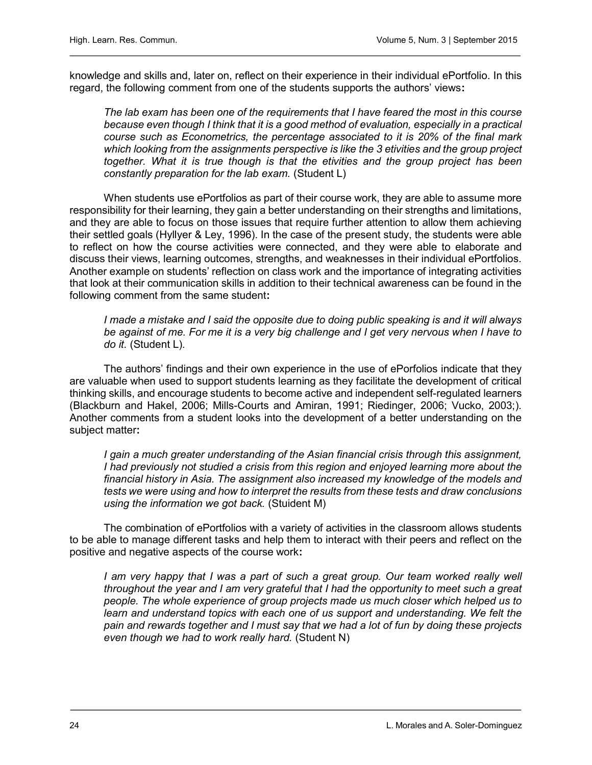knowledge and skills and, later on, reflect on their experience in their individual ePortfolio. In this regard, the following comment from one of the students supports the authors' views**:**

> *The lab exam has been one of the requirements that I have feared the most in this course because even though I think that it is a good method of evaluation, especially in a practical course such as Econometrics, the percentage associated to it is 20% of the final mark which looking from the assignments perspective is like the 3 etivities and the group project together. What it is true though is that the etivities and the group project has been constantly preparation for the lab exam.* (Student L)

When students use ePortfolios as part of their course work, they are able to assume more responsibility for their learning, they gain a better understanding on their strengths and limitations, and they are able to focus on those issues that require further attention to allow them achieving their settled goals (Hyllyer & Ley, 1996). In the case of the present study, the students were able to reflect on how the course activities were connected, and they were able to elaborate and discuss their views, learning outcomes, strengths, and weaknesses in their individual ePortfolios. Another example on students' reflection on class work and the importance of integrating activities that look at their communication skills in addition to their technical awareness can be found in the following comment from the same student**:**

> *I made a mistake and I said the opposite due to doing public speaking is and it will always be against of me. For me it is a very big challenge and I get very nervous when I have to do it.* (Student L).

The authors' findings and their own experience in the use of ePorfolios indicate that they are valuable when used to support students learning as they facilitate the development of critical thinking skills, and encourage students to become active and independent self-regulated learners (Blackburn and Hakel, 2006; Mills-Courts and Amiran, 1991; Riedinger, 2006; Vucko, 2003;). Another comments from a student looks into the development of a better understanding on the subject matter**:**

> *I gain a much greater understanding of the Asian financial crisis through this assignment, I had previously not studied a crisis from this region and enjoyed learning more about the financial history in Asia. The assignment also increased my knowledge of the models and tests we were using and how to interpret the results from these tests and draw conclusions using the information we got back.* (Stuident M)

The combination of ePortfolios with a variety of activities in the classroom allows students to be able to manage different tasks and help them to interact with their peers and reflect on the positive and negative aspects of the course work**:**

> *I am very happy that I was a part of such a great group. Our team worked really well throughout the year and I am very grateful that I had the opportunity to meet such a great people. The whole experience of group projects made us much closer which helped us to learn and understand topics with each one of us support and understanding. We felt the pain and rewards together and I must say that we had a lot of fun by doing these projects even though we had to work really hard.* (Student N)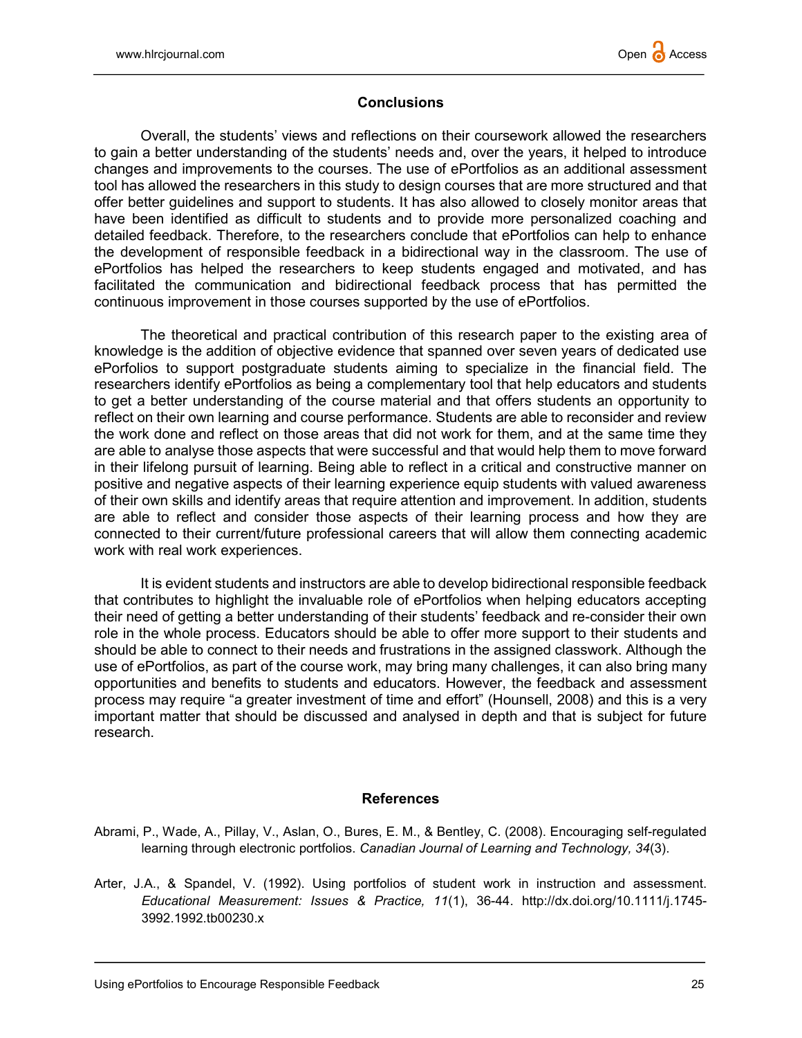## Conclusions

Overall, the students' views and reflections on their coursework allowed the researchers to gain a better understanding of the students' needs and, over the years, it helped to introduce changes and improvements to the courses. The use of ePortfolios as an additional assessment tool has allowed the researchers in this study to design courses that are more structured and that offer better guidelines and support to students. It has also allowed to closely monitor areas that have been identified as difficult to students and to provide more personalized coaching and detailed feedback. Therefore, to the researchers conclude that ePortfolios can help to enhance the development of responsible feedback in a bidirectional way in the classroom. The use of ePortfolios has helped the researchers to keep students engaged and motivated, and has facilitated the communication and bidirectional feedback process that has permitted the continuous improvement in those courses supported by the use of ePortfolios.

The theoretical and practical contribution of this research paper to the existing area of knowledge is the addition of objective evidence that spanned over seven years of dedicated use ePorfolios to support postgraduate students aiming to specialize in the financial field. The researchers identify ePortfolios as being a complementary tool that help educators and students to get a better understanding of the course material and that offers students an opportunity to reflect on their own learning and course performance. Students are able to reconsider and review the work done and reflect on those areas that did not work for them, and at the same time they are able to analyse those aspects that were successful and that would help them to move forward in their lifelong pursuit of learning. Being able to reflect in a critical and constructive manner on positive and negative aspects of their learning experience equip students with valued awareness of their own skills and identify areas that require attention and improvement. In addition, students are able to reflect and consider those aspects of their learning process and how they are connected to their current/future professional careers that will allow them connecting academic work with real work experiences.

It is evident students and instructors are able to develop bidirectional responsible feedback that contributes to highlight the invaluable role of ePortfolios when helping educators accepting their need of getting a better understanding of their students' feedback and re-consider their own role in the whole process. Educators should be able to offer more support to their students and should be able to connect to their needs and frustrations in the assigned classwork. Although the use of ePortfolios, as part of the course work, may bring many challenges, it can also bring many opportunities and benefits to students and educators. However, the feedback and assessment process may require "a greater investment of time and effort" (Hounsell, 2008) and this is a very important matter that should be discussed and analysed in depth and that is subject for future research.

## References

Abrami, P., Wade, A., Pillay, V., Aslan, O., Bures, E. M., & Bentley, C. (2008). Encouraging self-regulated learning through electronic portfolios. *Canadian Journal of Learning and Technology, 34*(3).

Arter, J.A., & Spandel, V. (1992). Using portfolios of student work in instruction and assessment. *Educational Measurement: Issues & Practice, 11*(1), 36-44. http://dx.doi.org/10.1111/j.1745-3992.1992.tb00230.x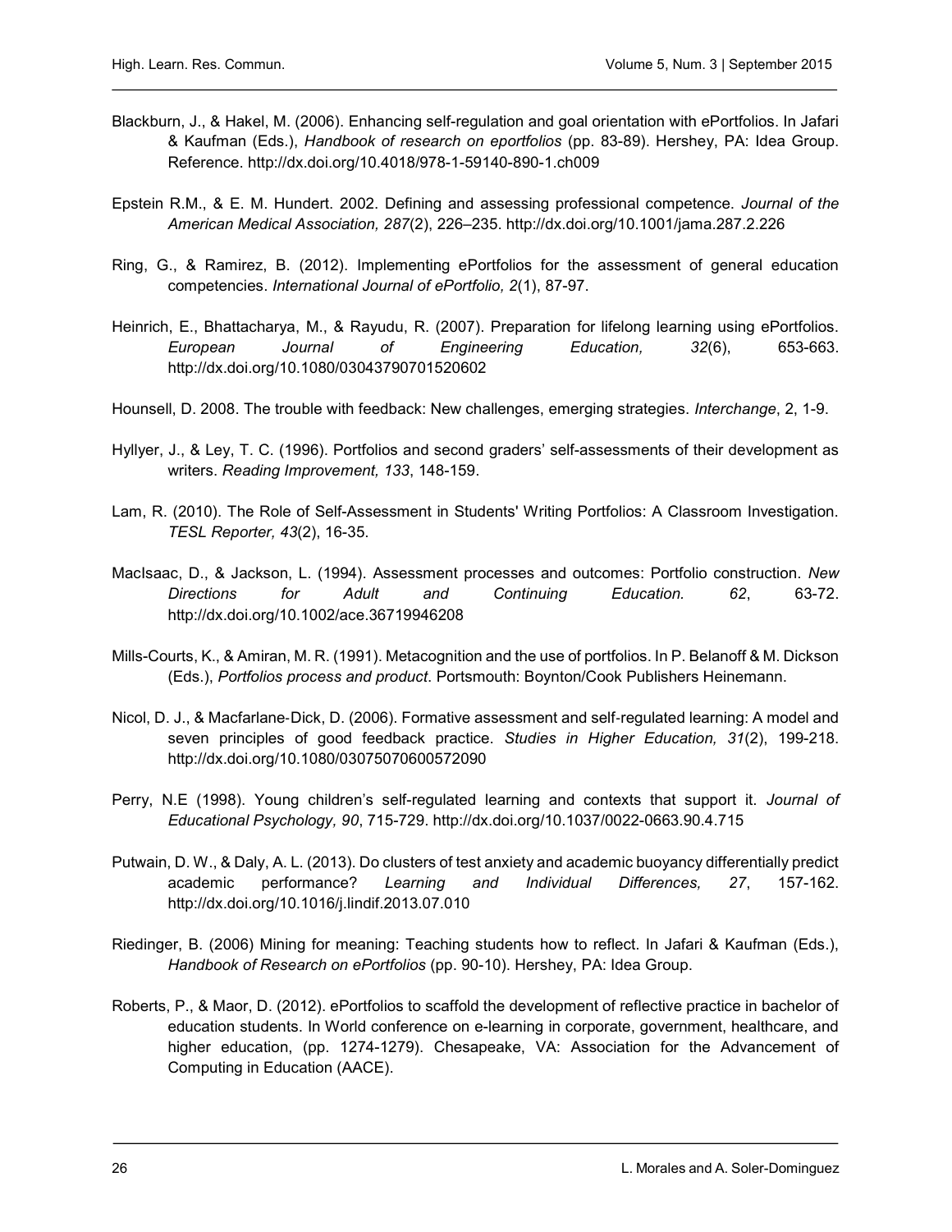Blackburn, J., & Hakel, M. (2006). Enhancing self-regulation and goal orientation with ePortfolios. In Jafari & Kaufman (Eds.), *Handbook of research on eportfolios* (pp. 83-89). Hershey, PA: Idea Group. Reference. http://dx.doi.org/10.4018/978-1-59140-890-1.ch009

Epstein R.M., & E. M. Hundert. 2002. Defining and assessing professional competence. *Journal of the American Medical Association, 287*(2), 226–235. http://dx.doi.org/10.1001/jama.287.2.226

Ring, G., & Ramirez, B. (2012). Implementing ePortfolios for the assessment of general education competencies. *International Journal of ePortfolio, 2*(1), 87-97.

Heinrich, E., Bhattacharya, M., & Rayudu, R. (2007). Preparation for lifelong learning using ePortfolios. *European Journal of Engineering Education, 32*(6), 653-663. http://dx.doi.org/10.1080/03043790701520602

Hounsell, D. 2008. The trouble with feedback: New challenges, emerging strategies. *Interchange*, 2, 1-9.

Hyllyer, J., & Ley, T. C. (1996). Portfolios and second graders' self-assessments of their development as writers. *Reading Improvement, 133*, 148-159.

Lam, R. (2010). The Role of Self-Assessment in Students' Writing Portfolios: A Classroom Investigation. *TESL Reporter, 43*(2), 16-35.

MacIsaac, D., & Jackson, L. (1994). Assessment processes and outcomes: Portfolio construction. *New Directions for Adult and Continuing Education. 62*, 63-72. http://dx.doi.org/10.1002/ace.36719946208

Mills-Courts, K., & Amiran, M. R. (1991). Metacognition and the use of portfolios. In P. Belanoff & M. Dickson (Eds.), *Portfolios process and product*. Portsmouth: Boynton/Cook Publishers Heinemann.

Nicol, D. J., & Macfarlane‐Dick, D. (2006). Formative assessment and self‐regulated learning: A model and seven principles of good feedback practice. *Studies in Higher Education, 31*(2), 199-218. http://dx.doi.org/10.1080/03075070600572090

Perry, N.E (1998). Young children's self-regulated learning and contexts that support it. *Journal of Educational Psychology, 90*, 715-729. http://dx.doi.org/10.1037/0022-0663.90.4.715

Putwain, D. W., & Daly, A. L. (2013). Do clusters of test anxiety and academic buoyancy differentially predict academic performance? *Learning and Individual Differences, 27*, 157-162. http://dx.doi.org/10.1016/j.lindif.2013.07.010

Riedinger, B. (2006) Mining for meaning: Teaching students how to reflect. In Jafari & Kaufman (Eds.), *Handbook of Research on ePortfolios* (pp. 90-10). Hershey, PA: Idea Group.

Roberts, P., & Maor, D. (2012). ePortfolios to scaffold the development of reflective practice in bachelor of education students. In World conference on e-learning in corporate, government, healthcare, and higher education, (pp. 1274-1279). Chesapeake, VA: Association for the Advancement of Computing in Education (AACE).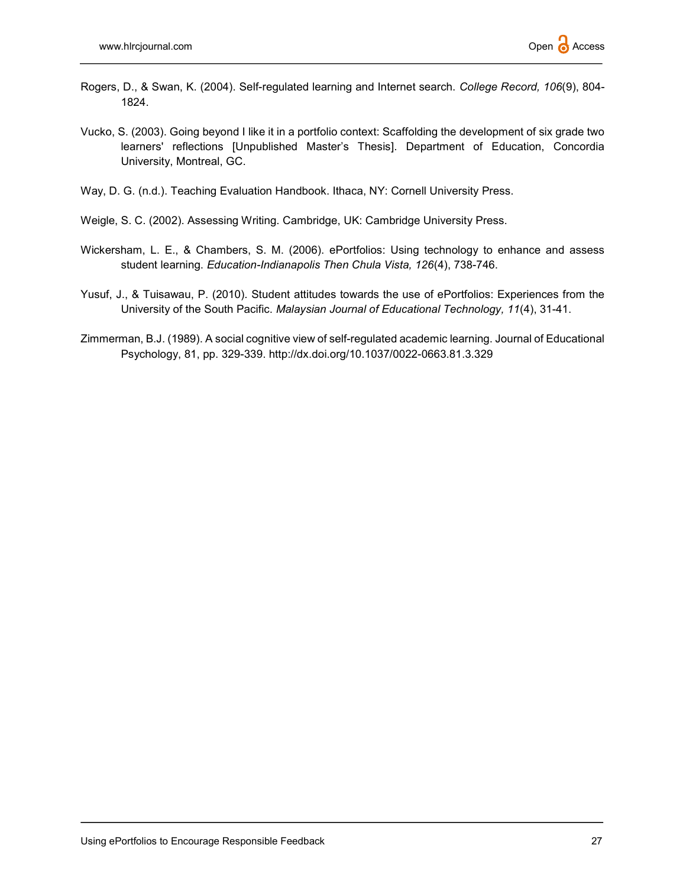Rogers, D., & Swan, K. (2004). Self-regulated learning and Internet search. *College Record, 106*(9), 804-1824.

Vucko, S. (2003). Going beyond I like it in a portfolio context: Scaffolding the development of six grade two learners' reflections [Unpublished Master's Thesis]. Department of Education, Concordia University, Montreal, GC.

Way, D. G. (n.d.). Teaching Evaluation Handbook. Ithaca, NY: Cornell University Press.

Weigle, S. C. (2002). Assessing Writing. Cambridge, UK: Cambridge University Press.

Wickersham, L. E., & Chambers, S. M. (2006). ePortfolios: Using technology to enhance and assess student learning. *Education-Indianapolis Then Chula Vista, 126*(4), 738-746.

Yusuf, J., & Tuisawau, P. (2010). Student attitudes towards the use of ePortfolios: Experiences from the University of the South Pacific. *Malaysian Journal of Educational Technology, 11*(4), 31-41.

Zimmerman, B.J. (1989). A social cognitive view of self-regulated academic learning. Journal of Educational Psychology, 81, pp. 329-339. http://dx.doi.org/10.1037/0022-0663.81.3.329